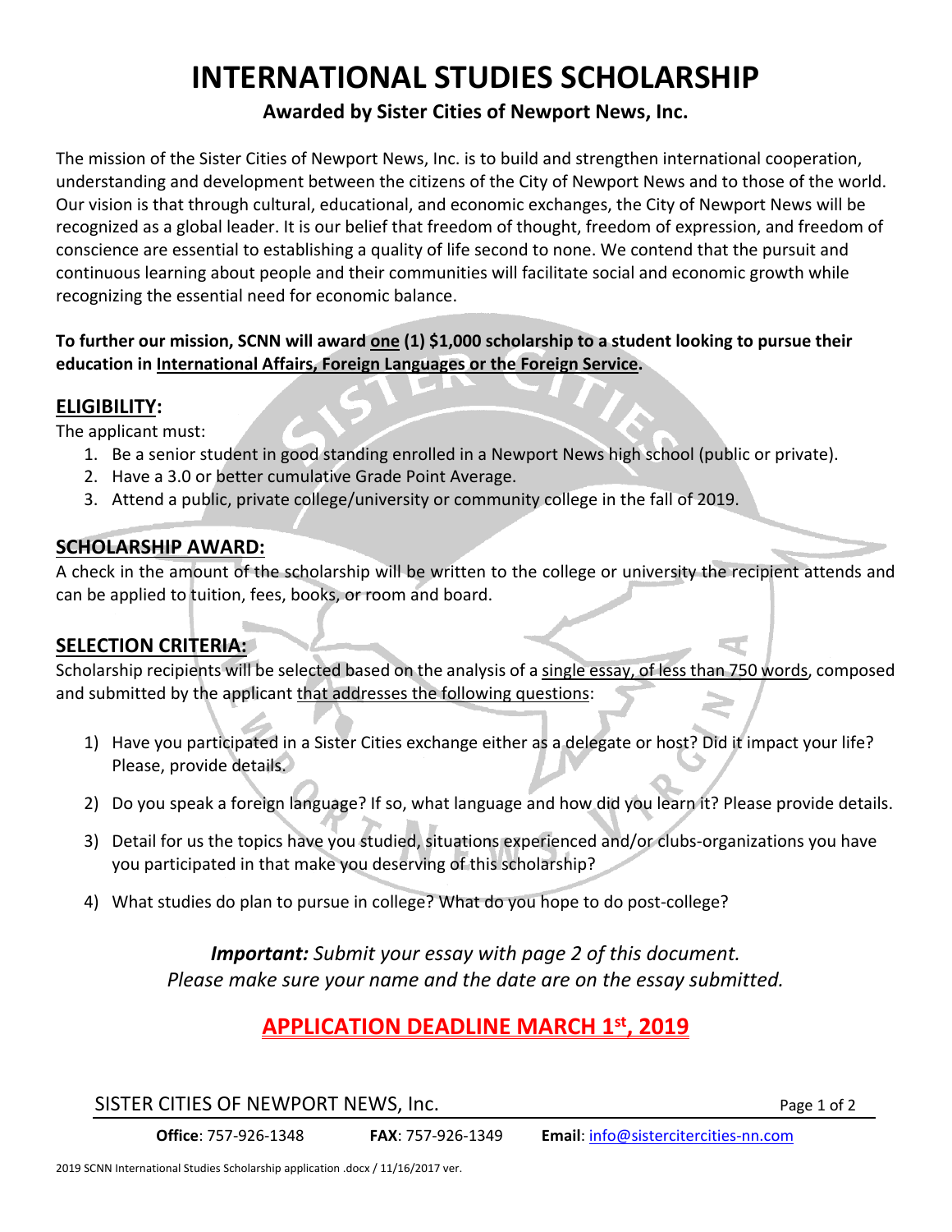# INTERNATIONAL STUDIES SCHOLARSHIP

**Awarded by Sister Cities of Newport News, Inc.**

The mission of the Sister Cities of Newport News, Inc. is to build and strengthen international cooperation, understanding and development between the citizens of the City of Newport News and to those of the world. Our vision is that through cultural, educational, and economic exchanges, the City of Newport News will be recognized as a global leader. It is our belief that freedom of thought, freedom of expression, and freedom of conscience are essential to establishing a quality of life second to none. We contend that the pursuit and continuous learning about people and their communities will facilitate social and economic growth while recognizing the essential need for economic balance.

**To further our mission, SCNN will award <u>one</u> (1) $1,000 scholarship to a student looking to pursue their education in <u>International Affairs, Foreign Languages or the Foreign Service</u>.**

## ELIGIBILITY:

The applicant must:

1. Be a senior student in good standing enrolled in a Newport News high school (public or private).
2. Have a 3.0 or better cumulative Grade Point Average.
3. Attend a public, private college/university or community college in the fall of 2019.

## SCHOLARSHIP AWARD:

A check in the amount of the scholarship will be written to the college or university the recipient attends and can be applied to tuition, fees, books, or room and board.

## SELECTION CRITERIA:

Scholarship recipients will be selected based on the analysis of a <u>single essay, of less than 750 words</u>, composed and submitted by the applicant <u>that addresses the following questions</u>:

1) Have you participated in a Sister Cities exchange either as a delegate or host? Did it impact your life? Please, provide details.

2) Do you speak a foreign language? If so, what language and how did you learn it? Please provide details.

3) Detail for us the topics have you studied, situations experienced and/or clubs-organizations you have you participated in that make you deserving of this scholarship?

4) What studies do plan to pursue in college? What do you hope to do post-college?

***Important:*** *Submit your essay with page 2 of this document.*
*Please make sure your name and the date are on the essay submitted.*

## APPLICATION DEADLINE MARCH 1st, 2019

SISTER CITIES OF NEWPORT NEWS, Inc.

**Office**: 757-926-1348 **FAX**: 757-926-1349 **Email**: info@sistercitercities-nn.com

2019 SCNN International Studies Scholarship application .docx / 11/16/2017 ver.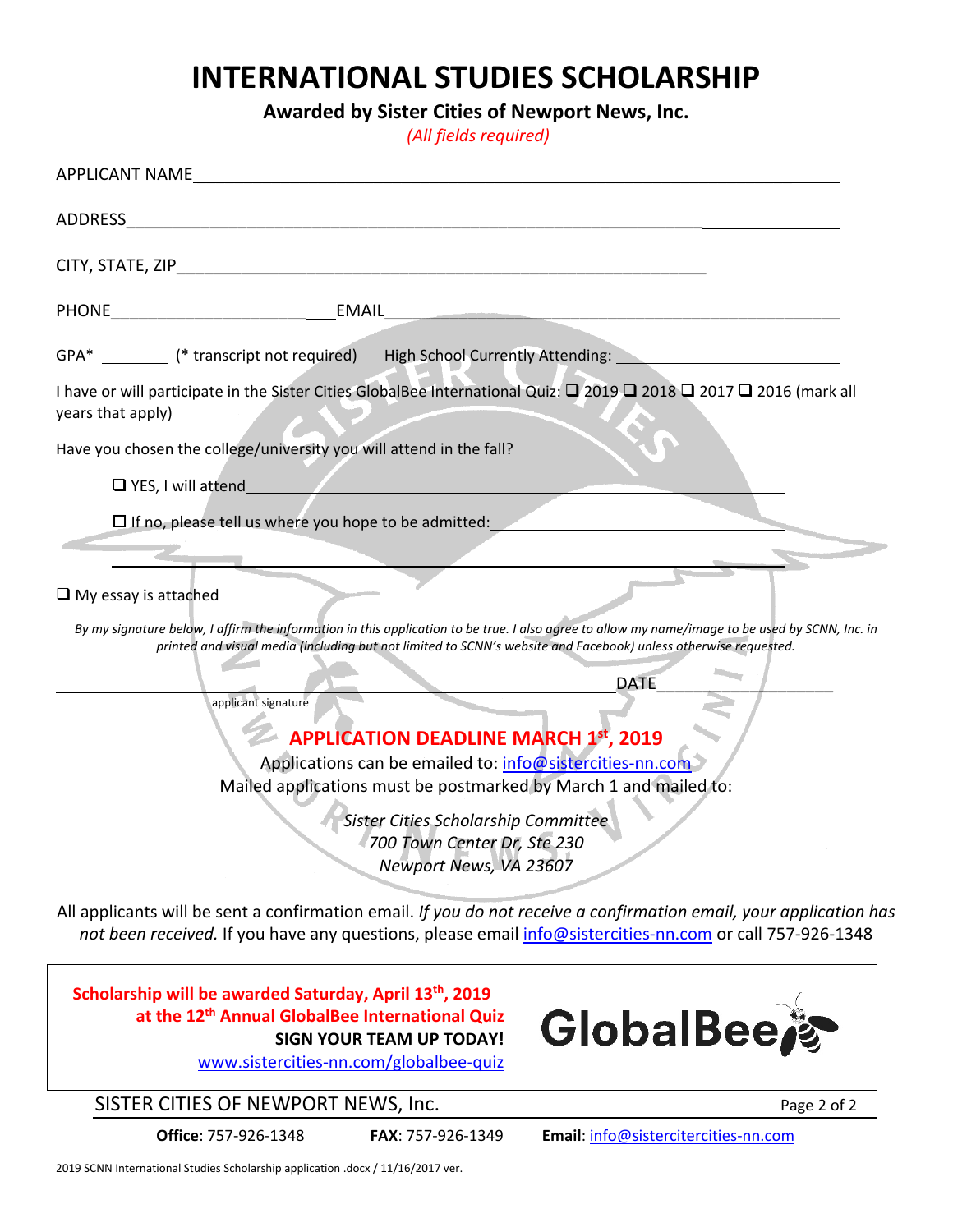# INTERNATIONAL STUDIES SCHOLARSHIP

**Awarded by Sister Cities of Newport News, Inc.**

*(All fields required)*

APPLICANT NAME______________________________________________________________________

ADDRESS____________________________________________________________________________

CITY, STATE, ZIP_____________________________________________________________________

PHONE_________________________EMAIL____________________________________________

GPA* ________ (* transcript not required) High School Currently Attending: ________________________

I have or will participate in the Sister Cities GlobalBee International Quiz: ❑ 2019 ❑ 2018 ❑ 2017 ❑ 2016 (mark all years that apply)

Have you chosen the college/university you will attend in the fall?

❑ YES, I will attend______________________________________________________________

☐ If no, please tell us where you hope to be admitted: _______________________________

_____________________________________________________________________________

❑ My essay is attached

*By my signature below, I affirm the information in this application to be true. I also agree to allow my name/image to be used by SCNN, Inc. in printed and visual media (including but not limited to SCNN's website and Facebook) unless otherwise requested.*

_______________________________________________________ DATE____________________

applicant signature

**APPLICATION DEADLINE MARCH 1st, 2019**

Applications can be emailed to: info@sistercities-nn.com

Mailed applications must be postmarked by March 1 and mailed to:

*Sister Cities Scholarship Committee*
*700 Town Center Dr, Ste 230*
*Newport News, VA 23607*

All applicants will be sent a confirmation email. *If you do not receive a confirmation email, your application has not been received.* If you have any questions, please email info@sistercities-nn.com or call 757-926-1348

**Scholarship will be awarded Saturday, April 13th, 2019**
**at the 12th Annual GlobalBee International Quiz**
**SIGN YOUR TEAM UP TODAY!**
www.sistercities-nn.com/globalbee-quiz

GlobalBee

SISTER CITIES OF NEWPORT NEWS, Inc.

**Office**: 757-926-1348 **FAX**: 757-926-1349 **Email**: info@sistercitercities-nn.com

2019 SCNN International Studies Scholarship application .docx / 11/16/2017 ver.